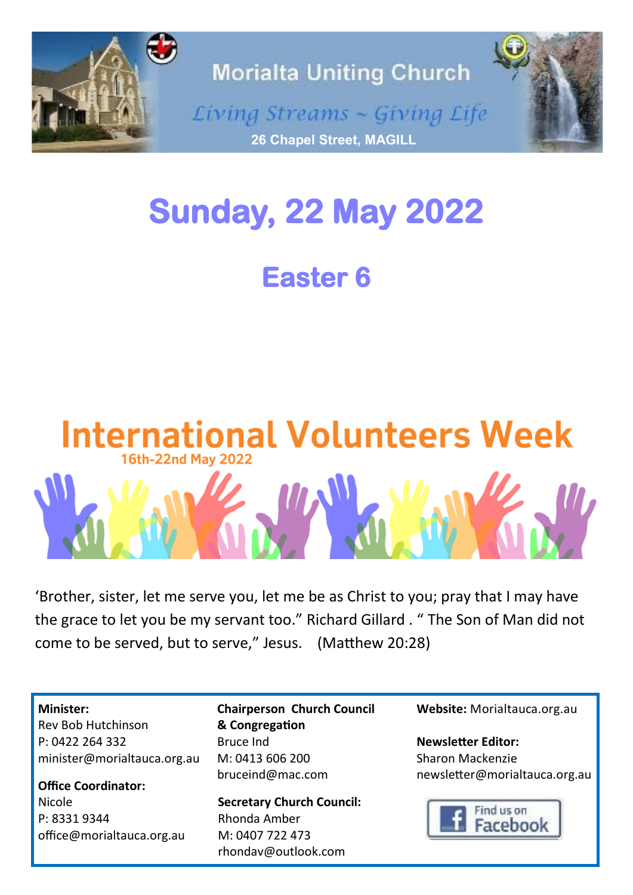# Morialta Uniting Church

*Living Streams ~ Giving Life*

**26 Chapel Street, MAGILL**

# Sunday, 22 May 2022

## Easter 6

## International Volunteers Week

16th-22nd May 2022

'Brother, sister, let me serve you, let me be as Christ to you; pray that I may have the grace to let you be my servant too." Richard Gillard . " The Son of Man did not come to be served, but to serve," Jesus. (Matthew 20:28)

**Minister:**
Rev Bob Hutchinson
P: 0422 264 332
minister@morialtauca.org.au

**Office Coordinator:**
Nicole
P: 8331 9344
office@morialtauca.org.au

**Chairperson Church Council & Congregation**
Bruce Ind
M: 0413 606 200
bruceind@mac.com

**Secretary Church Council:**
Rhonda Amber
M: 0407 722 473
rhondav@outlook.com

**Website:** Morialtauca.org.au

**Newsletter Editor:**
Sharon Mackenzie
newsletter@morialtauca.org.au

Find us on Facebook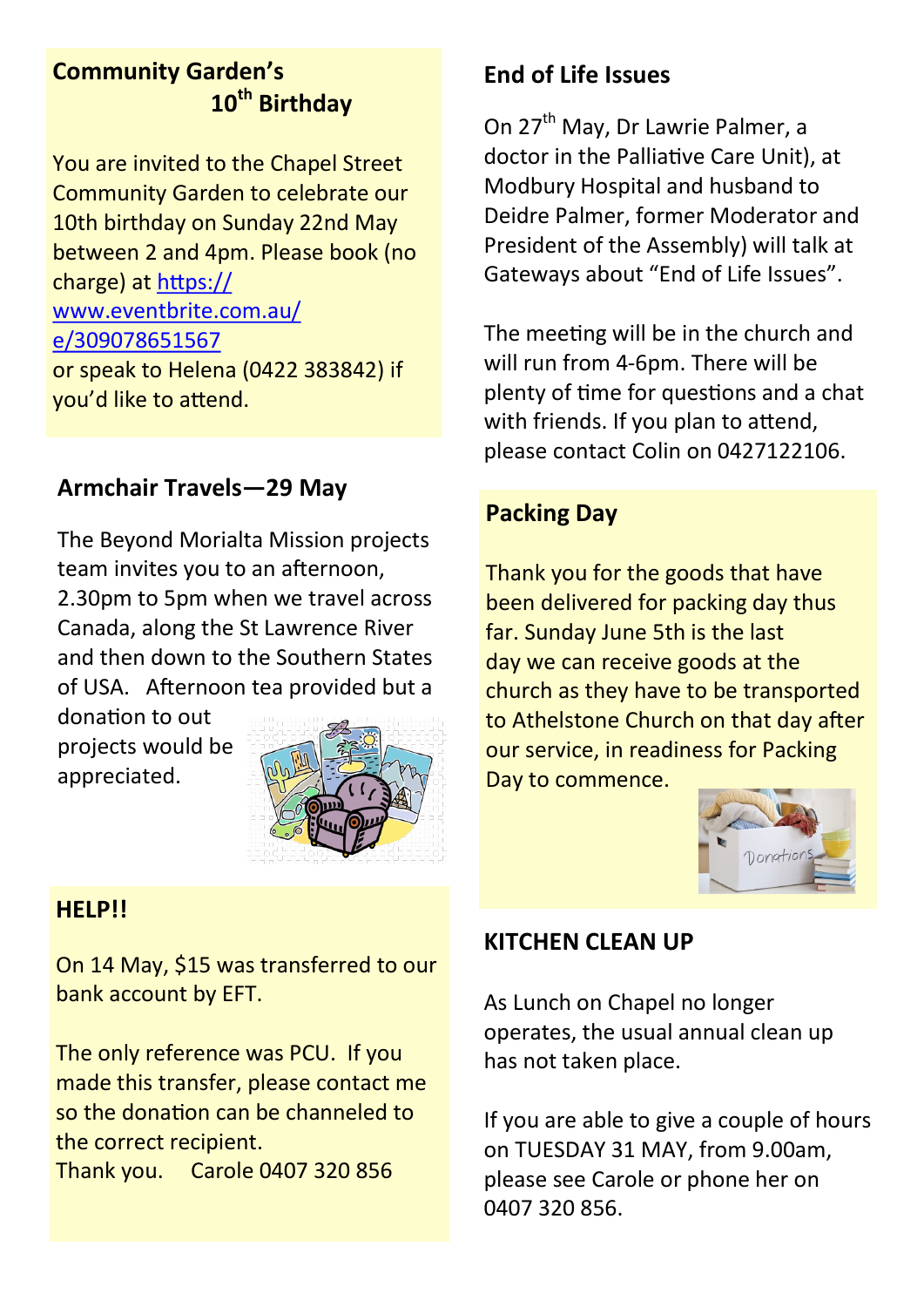## Community Garden's 10th Birthday

You are invited to the Chapel Street Community Garden to celebrate our 10th birthday on Sunday 22nd May between 2 and 4pm. Please book (no charge) at https://www.eventbrite.com.au/e/309078651567 or speak to Helena (0422 383842) if you'd like to attend.

## Armchair Travels—29 May

The Beyond Morialta Mission projects team invites you to an afternoon, 2.30pm to 5pm when we travel across Canada, along the St Lawrence River and then down to the Southern States of USA. Afternoon tea provided but a donation to out projects would be appreciated.

## HELP!!

On 14 May, $15 was transferred to our bank account by EFT.

The only reference was PCU. If you made this transfer, please contact me so the donation can be channeled to the correct recipient.

Thank you. Carole 0407 320 856

## End of Life Issues

On 27th May, Dr Lawrie Palmer, a doctor in the Palliative Care Unit), at Modbury Hospital and husband to Deidre Palmer, former Moderator and President of the Assembly) will talk at Gateways about "End of Life Issues".

The meeting will be in the church and will run from 4-6pm. There will be plenty of time for questions and a chat with friends. If you plan to attend, please contact Colin on 0427122106.

## Packing Day

Thank you for the goods that have been delivered for packing day thus far. Sunday June 5th is the last day we can receive goods at the church as they have to be transported to Athelstone Church on that day after our service, in readiness for Packing Day to commence.

## KITCHEN CLEAN UP

As Lunch on Chapel no longer operates, the usual annual clean up has not taken place.

If you are able to give a couple of hours on TUESDAY 31 MAY, from 9.00am, please see Carole or phone her on 0407 320 856.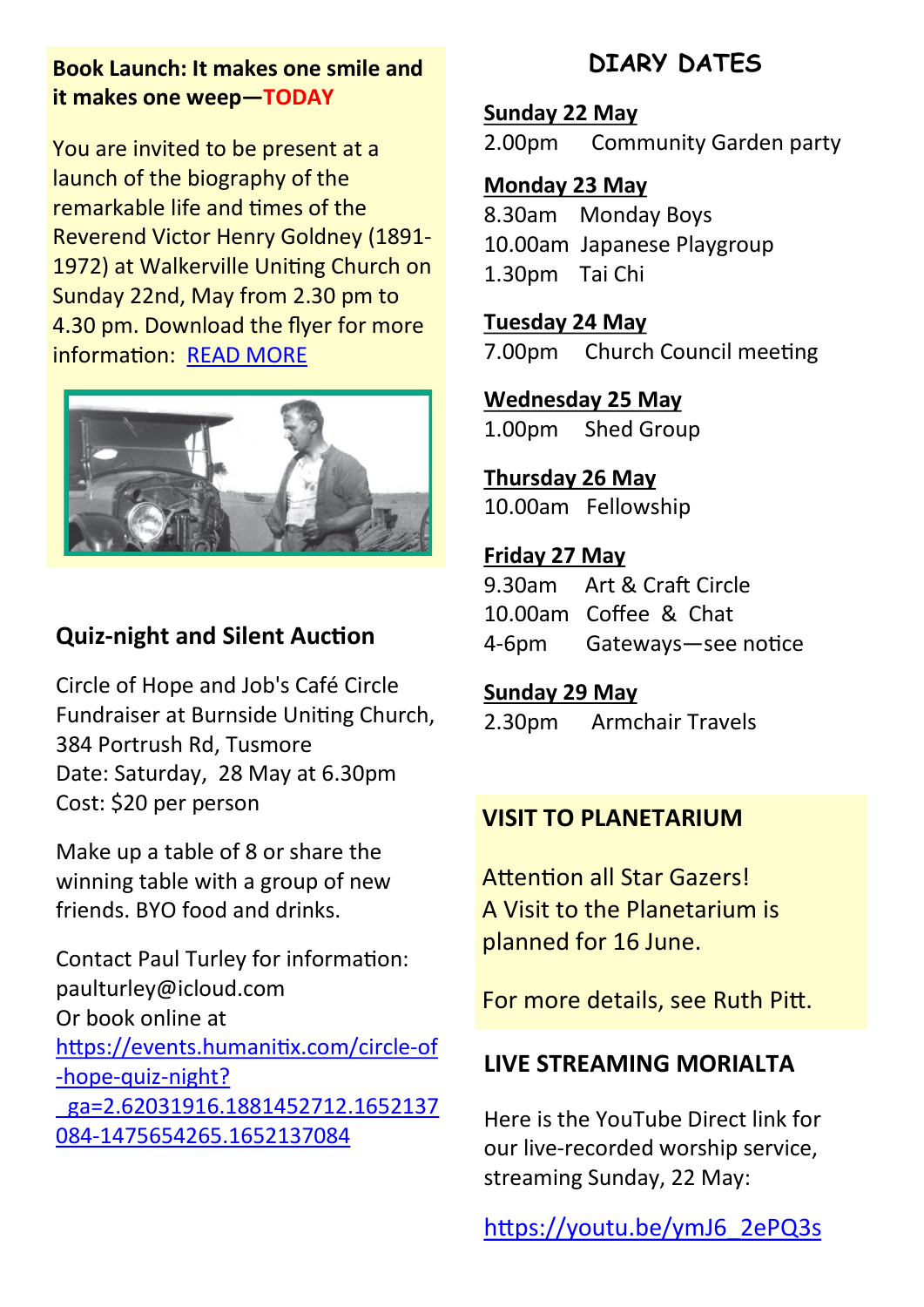**Book Launch: It makes one smile and it makes one weep—TODAY**

You are invited to be present at a launch of the biography of the remarkable life and times of the Reverend Victor Henry Goldney (1891-1972) at Walkerville Uniting Church on Sunday 22nd, May from 2.30 pm to 4.30 pm. Download the flyer for more information: [READ MORE]

## Quiz-night and Silent Auction

Circle of Hope and Job's Café Circle Fundraiser at Burnside Uniting Church, 384 Portrush Rd, Tusmore
Date: Saturday, 28 May at 6.30pm
Cost: $20 per person

Make up a table of 8 or share the winning table with a group of new friends. BYO food and drinks.

Contact Paul Turley for information: paulturley@icloud.com
Or book online at
https://events.humanitix.com/circle-of-hope-quiz-night?_ga=2.62031916.1881452712.1652137084-1475654265.1652137084

## DIARY DATES

**Sunday 22 May**
2.00pm Community Garden party

**Monday 23 May**
8.30am Monday Boys
10.00am Japanese Playgroup
1.30pm Tai Chi

**Tuesday 24 May**
7.00pm Church Council meeting

**Wednesday 25 May**
1.00pm Shed Group

**Thursday 26 May**
10.00am Fellowship

**Friday 27 May**
9.30am Art & Craft Circle
10.00am Coffee & Chat
4-6pm Gateways—see notice

**Sunday 29 May**
2.30pm Armchair Travels

## VISIT TO PLANETARIUM

Attention all Star Gazers!
A Visit to the Planetarium is planned for 16 June.

For more details, see Ruth Pitt.

## LIVE STREAMING MORIALTA

Here is the YouTube Direct link for our live-recorded worship service, streaming Sunday, 22 May:

https://youtu.be/ymJ6_2ePQ3s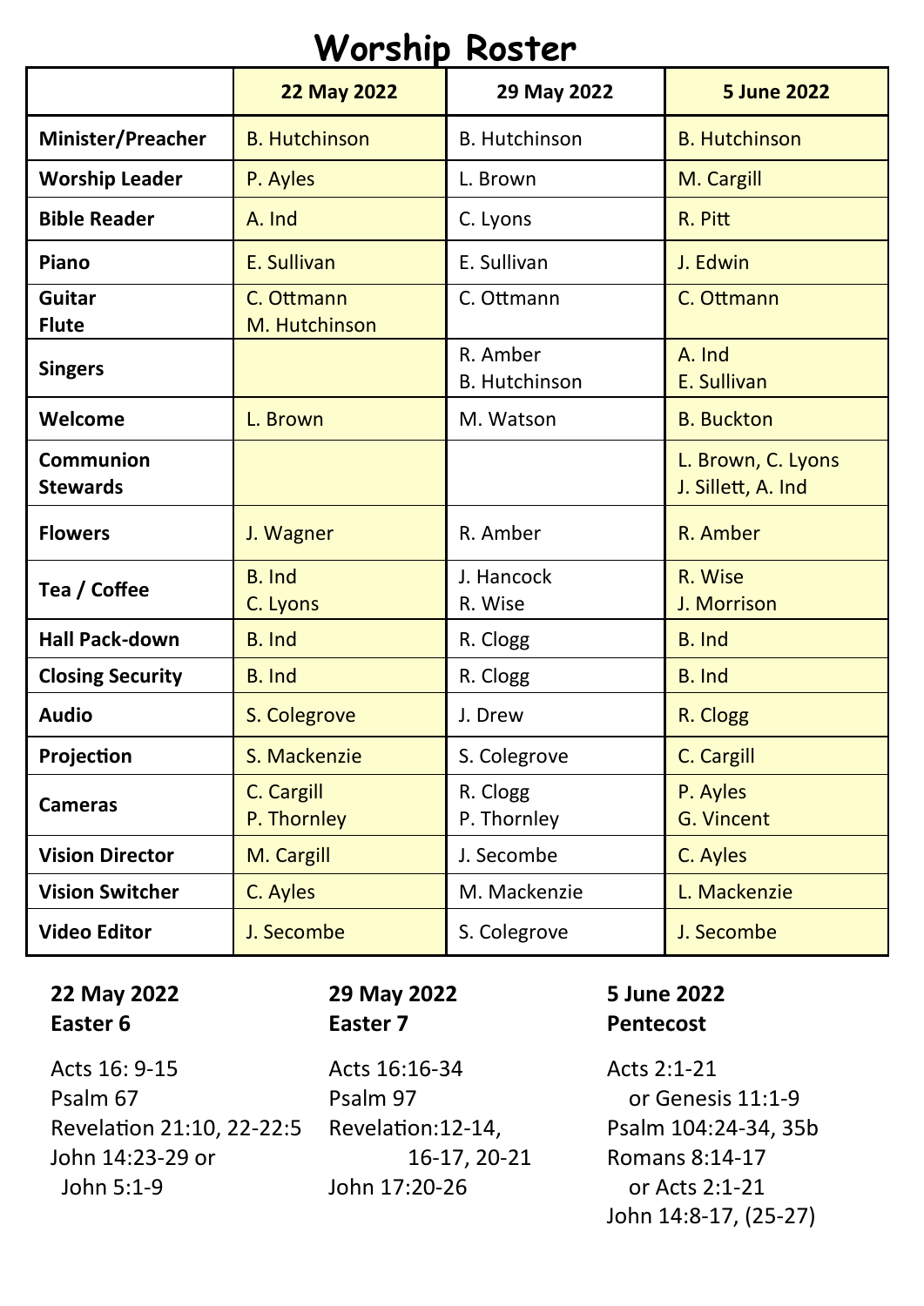# Worship Roster

| | 22 May 2022 | 29 May 2022 | 5 June 2022 |
|---|---|---|---|
| **Minister/Preacher** | B. Hutchinson | B. Hutchinson | B. Hutchinson |
| **Worship Leader** | P. Ayles | L. Brown | M. Cargill |
| **Bible Reader** | A. Ind | C. Lyons | R. Pitt |
| **Piano** | E. Sullivan | E. Sullivan | J. Edwin |
| **Guitar / Flute** | C. Ottmann / M. Hutchinson | C. Ottmann | C. Ottmann |
| **Singers** | | R. Amber, B. Hutchinson | A. Ind, E. Sullivan |
| **Welcome** | L. Brown | M. Watson | B. Buckton |
| **Communion Stewards** | | | L. Brown, C. Lyons, J. Sillett, A. Ind |
| **Flowers** | J. Wagner | R. Amber | R. Amber |
| **Tea / Coffee** | B. Ind, C. Lyons | J. Hancock, R. Wise | R. Wise, J. Morrison |
| **Hall Pack-down** | B. Ind | R. Clogg | B. Ind |
| **Closing Security** | B. Ind | R. Clogg | B. Ind |
| **Audio** | S. Colegrove | J. Drew | R. Clogg |
| **Projection** | S. Mackenzie | S. Colegrove | C. Cargill |
| **Cameras** | C. Cargill, P. Thornley | R. Clogg, P. Thornley | P. Ayles, G. Vincent |
| **Vision Director** | M. Cargill | J. Secombe | C. Ayles |
| **Vision Switcher** | C. Ayles | M. Mackenzie | L. Mackenzie |
| **Video Editor** | J. Secombe | S. Colegrove | J. Secombe |

**22 May 2022**
**Easter 6**

Acts 16: 9-15
Psalm 67
Revelation 21:10, 22-22:5
John 14:23-29 or
John 5:1-9

**29 May 2022**
**Easter 7**

Acts 16:16-34
Psalm 97
Revelation:12-14, 16-17, 20-21
John 17:20-26

**5 June 2022**
**Pentecost**

Acts 2:1-21
or Genesis 11:1-9
Psalm 104:24-34, 35b
Romans 8:14-17
or Acts 2:1-21
John 14:8-17, (25-27)